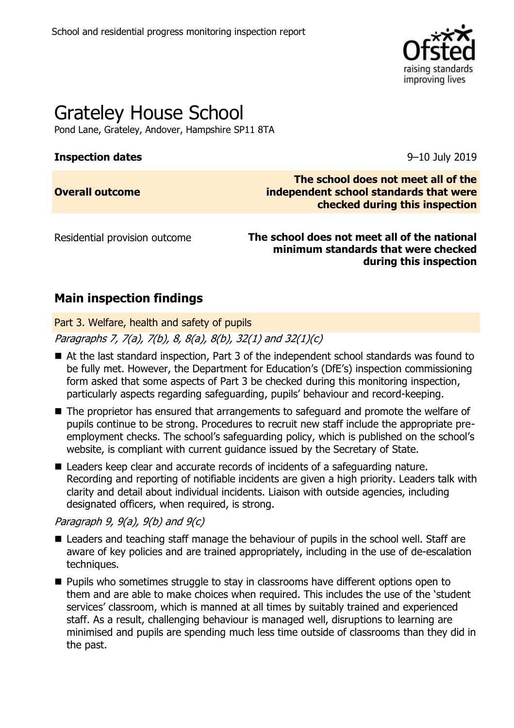School and residential progress monitoring inspection report

# Grateley House School

Pond Lane, Grateley, Andover, Hampshire SP11 8TA

**Inspection dates** 9–10 July 2019

| | |
|---|---|
| **Overall outcome** | **The school does not meet all of the independent school standards that were checked during this inspection** |
| Residential provision outcome | **The school does not meet all of the national minimum standards that were checked during this inspection** |

## Main inspection findings

### Part 3. Welfare, health and safety of pupils

*Paragraphs 7, 7(a), 7(b), 8, 8(a), 8(b), 32(1) and 32(1)(c)*

- At the last standard inspection, Part 3 of the independent school standards was found to be fully met. However, the Department for Education's (DfE's) inspection commissioning form asked that some aspects of Part 3 be checked during this monitoring inspection, particularly aspects regarding safeguarding, pupils' behaviour and record-keeping.
- The proprietor has ensured that arrangements to safeguard and promote the welfare of pupils continue to be strong. Procedures to recruit new staff include the appropriate pre-employment checks. The school's safeguarding policy, which is published on the school's website, is compliant with current guidance issued by the Secretary of State.
- Leaders keep clear and accurate records of incidents of a safeguarding nature. Recording and reporting of notifiable incidents are given a high priority. Leaders talk with clarity and detail about individual incidents. Liaison with outside agencies, including designated officers, when required, is strong.

*Paragraph 9, 9(a), 9(b) and 9(c)*

- Leaders and teaching staff manage the behaviour of pupils in the school well. Staff are aware of key policies and are trained appropriately, including in the use of de-escalation techniques.
- Pupils who sometimes struggle to stay in classrooms have different options open to them and are able to make choices when required. This includes the use of the 'student services' classroom, which is manned at all times by suitably trained and experienced staff. As a result, challenging behaviour is managed well, disruptions to learning are minimised and pupils are spending much less time outside of classrooms than they did in the past.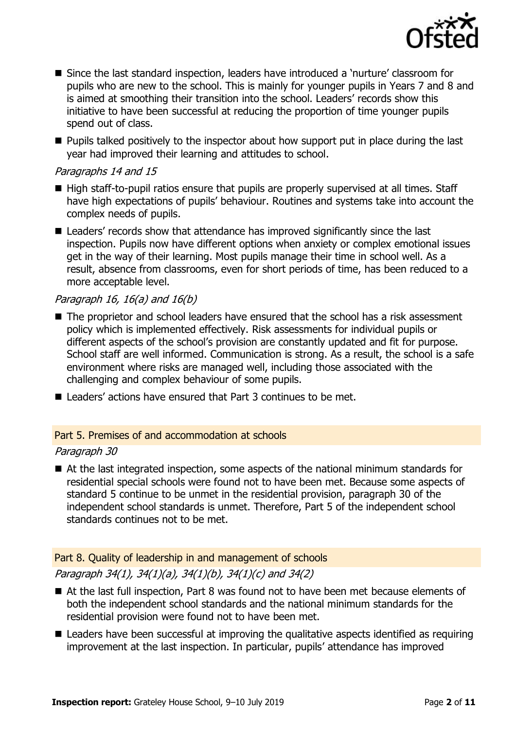- Since the last standard inspection, leaders have introduced a 'nurture' classroom for pupils who are new to the school. This is mainly for younger pupils in Years 7 and 8 and is aimed at smoothing their transition into the school. Leaders' records show this initiative to have been successful at reducing the proportion of time younger pupils spend out of class.
- Pupils talked positively to the inspector about how support put in place during the last year had improved their learning and attitudes to school.

*Paragraphs 14 and 15*

- High staff-to-pupil ratios ensure that pupils are properly supervised at all times. Staff have high expectations of pupils' behaviour. Routines and systems take into account the complex needs of pupils.
- Leaders' records show that attendance has improved significantly since the last inspection. Pupils now have different options when anxiety or complex emotional issues get in the way of their learning. Most pupils manage their time in school well. As a result, absence from classrooms, even for short periods of time, has been reduced to a more acceptable level.

*Paragraph 16, 16(a) and 16(b)*

- The proprietor and school leaders have ensured that the school has a risk assessment policy which is implemented effectively. Risk assessments for individual pupils or different aspects of the school's provision are constantly updated and fit for purpose. School staff are well informed. Communication is strong. As a result, the school is a safe environment where risks are managed well, including those associated with the challenging and complex behaviour of some pupils.
- Leaders' actions have ensured that Part 3 continues to be met.

## Part 5. Premises of and accommodation at schools

*Paragraph 30*

- At the last integrated inspection, some aspects of the national minimum standards for residential special schools were found not to have been met. Because some aspects of standard 5 continue to be unmet in the residential provision, paragraph 30 of the independent school standards is unmet. Therefore, Part 5 of the independent school standards continues not to be met.

## Part 8. Quality of leadership in and management of schools

*Paragraph 34(1), 34(1)(a), 34(1)(b), 34(1)(c) and 34(2)*

- At the last full inspection, Part 8 was found not to have been met because elements of both the independent school standards and the national minimum standards for the residential provision were found not to have been met.
- Leaders have been successful at improving the qualitative aspects identified as requiring improvement at the last inspection. In particular, pupils' attendance has improved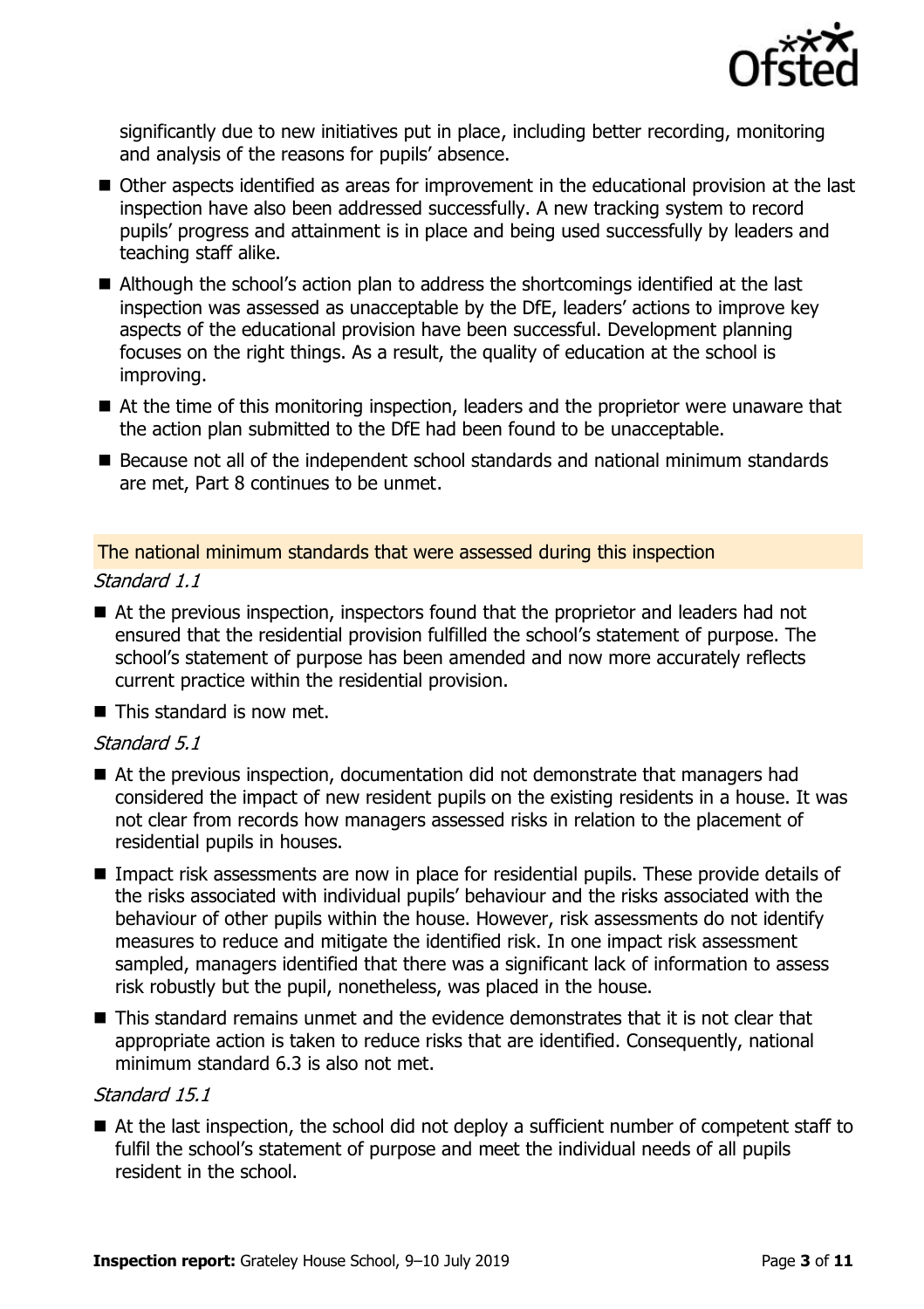significantly due to new initiatives put in place, including better recording, monitoring and analysis of the reasons for pupils' absence.

- Other aspects identified as areas for improvement in the educational provision at the last inspection have also been addressed successfully. A new tracking system to record pupils' progress and attainment is in place and being used successfully by leaders and teaching staff alike.
- Although the school's action plan to address the shortcomings identified at the last inspection was assessed as unacceptable by the DfE, leaders' actions to improve key aspects of the educational provision have been successful. Development planning focuses on the right things. As a result, the quality of education at the school is improving.
- At the time of this monitoring inspection, leaders and the proprietor were unaware that the action plan submitted to the DfE had been found to be unacceptable.
- Because not all of the independent school standards and national minimum standards are met, Part 8 continues to be unmet.

## The national minimum standards that were assessed during this inspection

*Standard 1.1*

- At the previous inspection, inspectors found that the proprietor and leaders had not ensured that the residential provision fulfilled the school's statement of purpose. The school's statement of purpose has been amended and now more accurately reflects current practice within the residential provision.
- This standard is now met.

*Standard 5.1*

- At the previous inspection, documentation did not demonstrate that managers had considered the impact of new resident pupils on the existing residents in a house. It was not clear from records how managers assessed risks in relation to the placement of residential pupils in houses.
- Impact risk assessments are now in place for residential pupils. These provide details of the risks associated with individual pupils' behaviour and the risks associated with the behaviour of other pupils within the house. However, risk assessments do not identify measures to reduce and mitigate the identified risk. In one impact risk assessment sampled, managers identified that there was a significant lack of information to assess risk robustly but the pupil, nonetheless, was placed in the house.
- This standard remains unmet and the evidence demonstrates that it is not clear that appropriate action is taken to reduce risks that are identified. Consequently, national minimum standard 6.3 is also not met.

*Standard 15.1*

- At the last inspection, the school did not deploy a sufficient number of competent staff to fulfil the school's statement of purpose and meet the individual needs of all pupils resident in the school.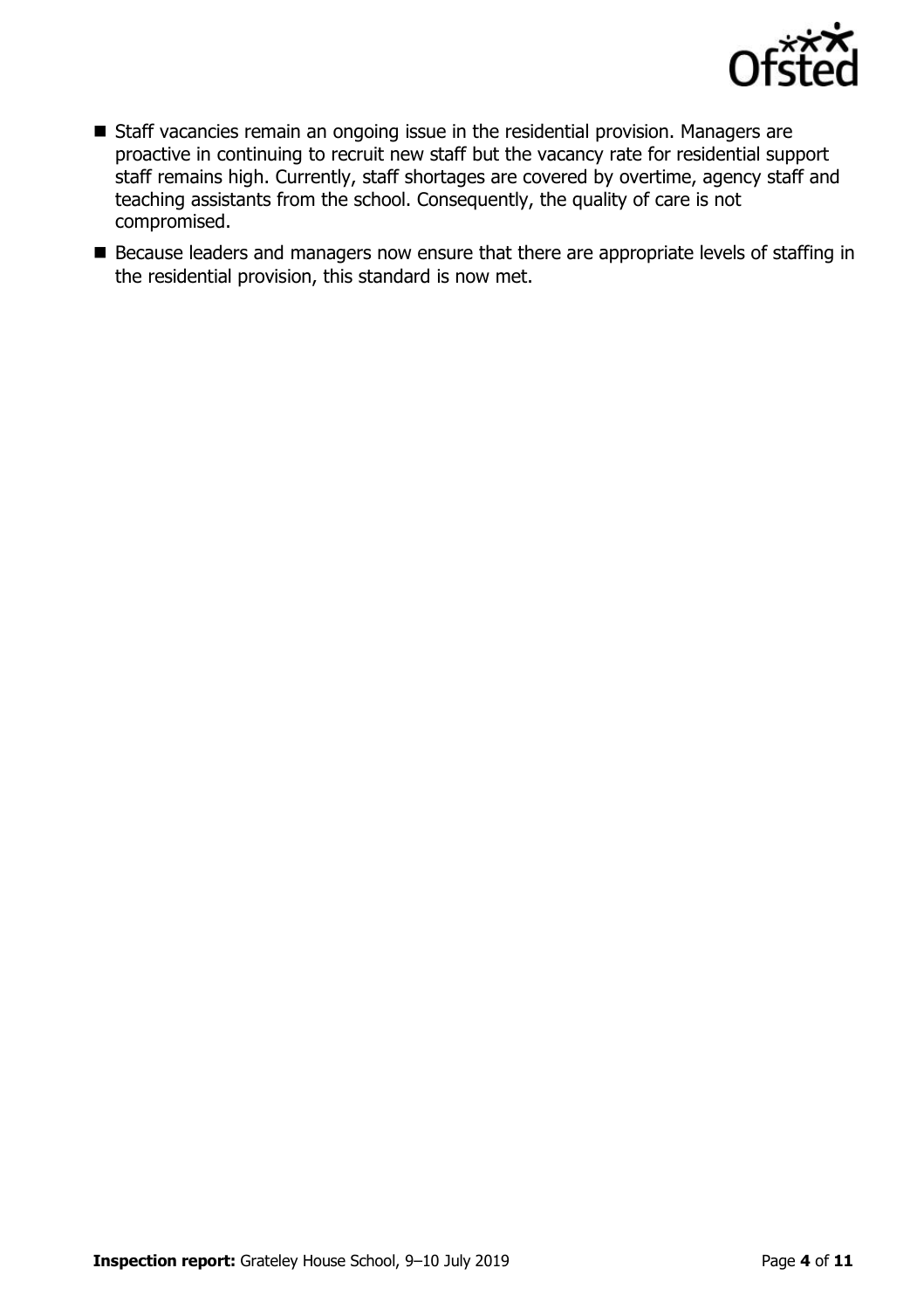- Staff vacancies remain an ongoing issue in the residential provision. Managers are proactive in continuing to recruit new staff but the vacancy rate for residential support staff remains high. Currently, staff shortages are covered by overtime, agency staff and teaching assistants from the school. Consequently, the quality of care is not compromised.
- Because leaders and managers now ensure that there are appropriate levels of staffing in the residential provision, this standard is now met.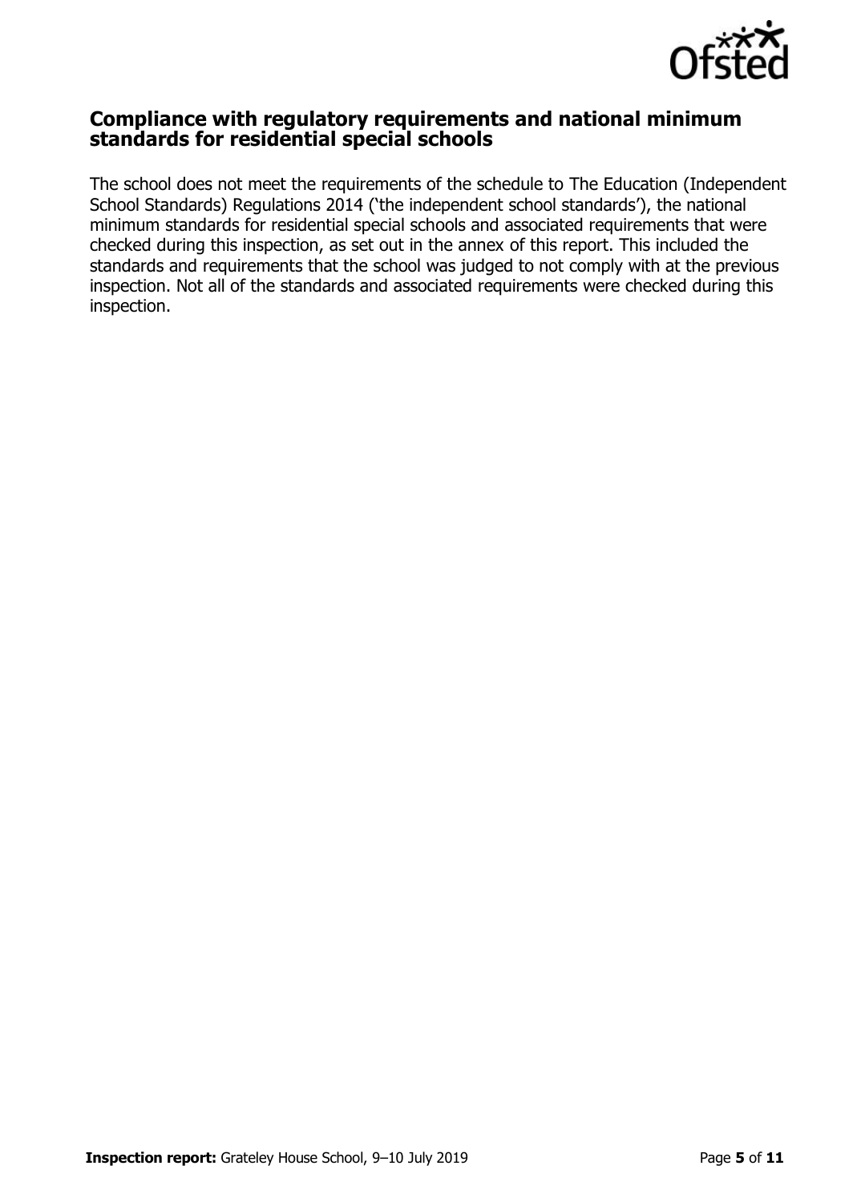## Compliance with regulatory requirements and national minimum standards for residential special schools

The school does not meet the requirements of the schedule to The Education (Independent School Standards) Regulations 2014 ('the independent school standards'), the national minimum standards for residential special schools and associated requirements that were checked during this inspection, as set out in the annex of this report. This included the standards and requirements that the school was judged to not comply with at the previous inspection. Not all of the standards and associated requirements were checked during this inspection.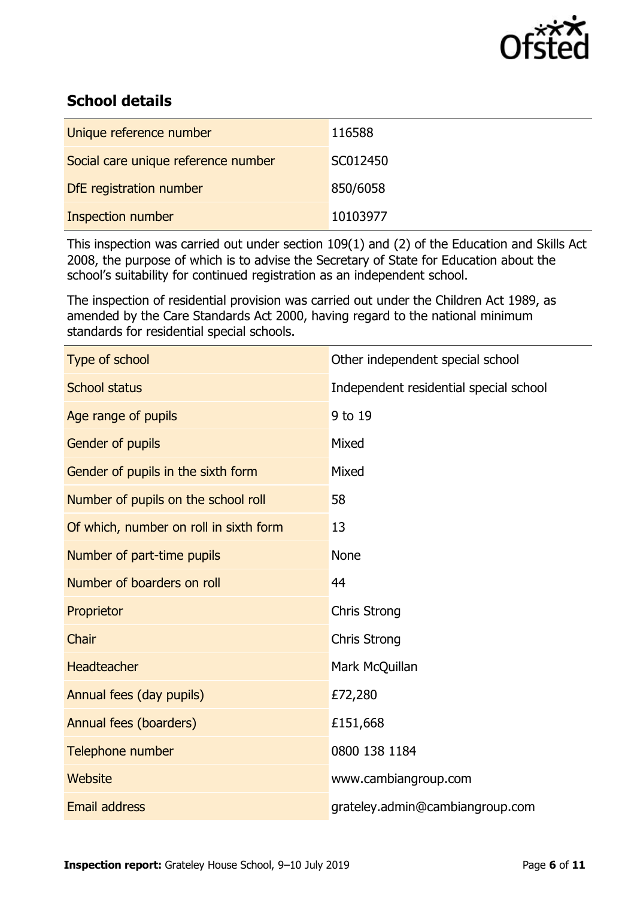## School details

| | |
|---|---|
| Unique reference number | 116588 |
| Social care unique reference number | SC012450 |
| DfE registration number | 850/6058 |
| Inspection number | 10103977 |

This inspection was carried out under section 109(1) and (2) of the Education and Skills Act 2008, the purpose of which is to advise the Secretary of State for Education about the school's suitability for continued registration as an independent school.

The inspection of residential provision was carried out under the Children Act 1989, as amended by the Care Standards Act 2000, having regard to the national minimum standards for residential special schools.

| | |
|---|---|
| Type of school | Other independent special school |
| School status | Independent residential special school |
| Age range of pupils | 9 to 19 |
| Gender of pupils | Mixed |
| Gender of pupils in the sixth form | Mixed |
| Number of pupils on the school roll | 58 |
| Of which, number on roll in sixth form | 13 |
| Number of part-time pupils | None |
| Number of boarders on roll | 44 |
| Proprietor | Chris Strong |
| Chair | Chris Strong |
| Headteacher | Mark McQuillan |
| Annual fees (day pupils) | £72,280 |
| Annual fees (boarders) | £151,668 |
| Telephone number | 0800 138 1184 |
| Website | www.cambiangroup.com |
| Email address | grateley.admin@cambiangroup.com |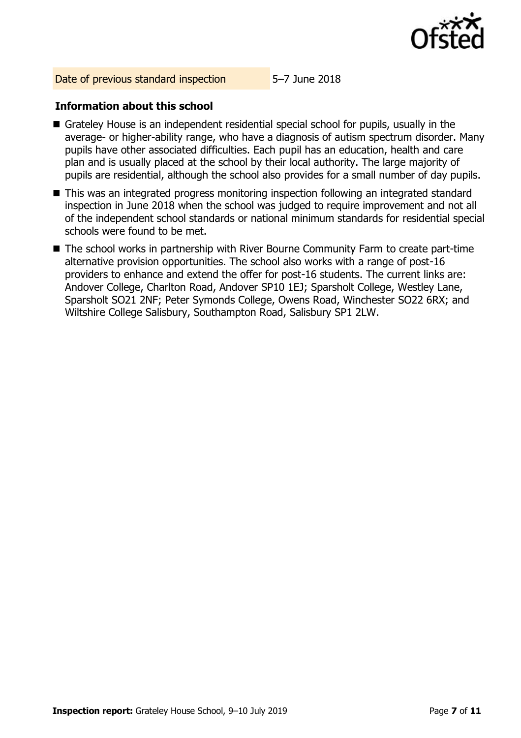| Date of previous standard inspection | 5–7 June 2018 |
| --- | --- |

### Information about this school

- Grateley House is an independent residential special school for pupils, usually in the average- or higher-ability range, who have a diagnosis of autism spectrum disorder. Many pupils have other associated difficulties. Each pupil has an education, health and care plan and is usually placed at the school by their local authority. The large majority of pupils are residential, although the school also provides for a small number of day pupils.
- This was an integrated progress monitoring inspection following an integrated standard inspection in June 2018 when the school was judged to require improvement and not all of the independent school standards or national minimum standards for residential special schools were found to be met.
- The school works in partnership with River Bourne Community Farm to create part-time alternative provision opportunities. The school also works with a range of post-16 providers to enhance and extend the offer for post-16 students. The current links are: Andover College, Charlton Road, Andover SP10 1EJ; Sparsholt College, Westley Lane, Sparsholt SO21 2NF; Peter Symonds College, Owens Road, Winchester SO22 6RX; and Wiltshire College Salisbury, Southampton Road, Salisbury SP1 2LW.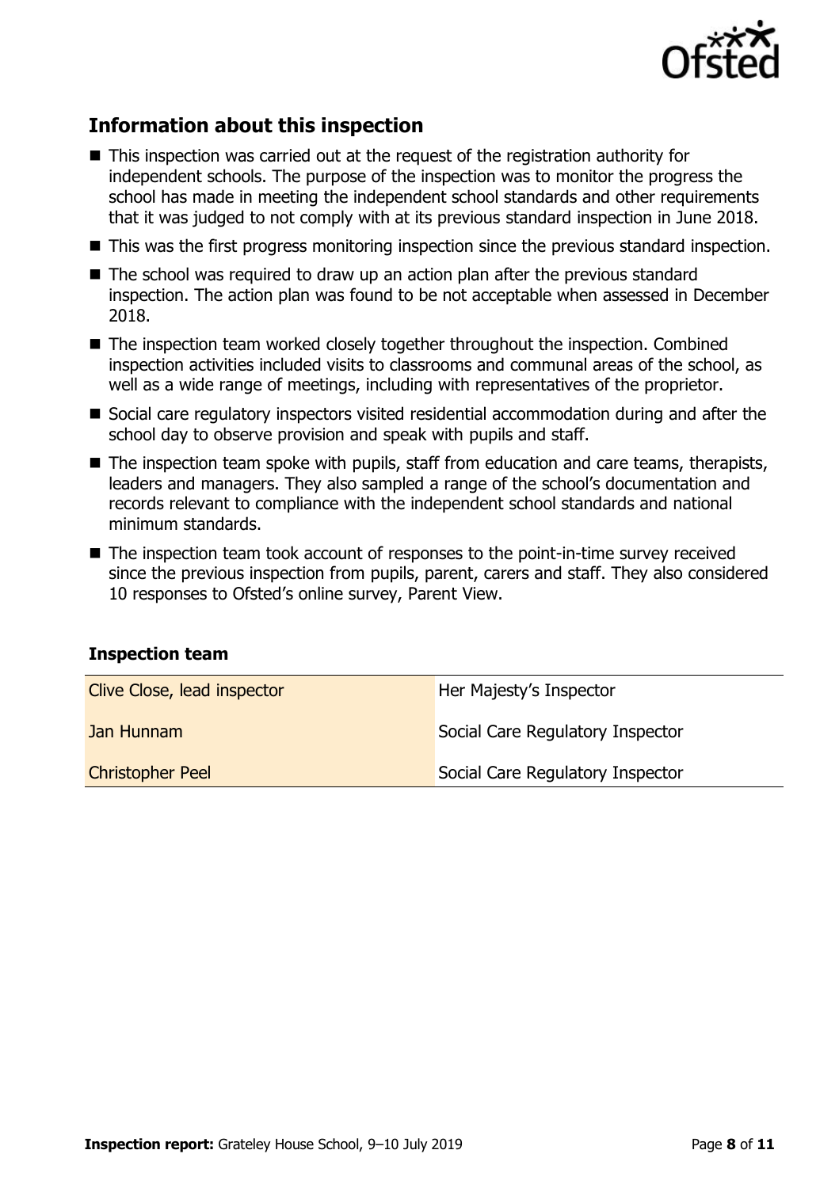## Information about this inspection

- This inspection was carried out at the request of the registration authority for independent schools. The purpose of the inspection was to monitor the progress the school has made in meeting the independent school standards and other requirements that it was judged to not comply with at its previous standard inspection in June 2018.
- This was the first progress monitoring inspection since the previous standard inspection.
- The school was required to draw up an action plan after the previous standard inspection. The action plan was found to be not acceptable when assessed in December 2018.
- The inspection team worked closely together throughout the inspection. Combined inspection activities included visits to classrooms and communal areas of the school, as well as a wide range of meetings, including with representatives of the proprietor.
- Social care regulatory inspectors visited residential accommodation during and after the school day to observe provision and speak with pupils and staff.
- The inspection team spoke with pupils, staff from education and care teams, therapists, leaders and managers. They also sampled a range of the school's documentation and records relevant to compliance with the independent school standards and national minimum standards.
- The inspection team took account of responses to the point-in-time survey received since the previous inspection from pupils, parent, carers and staff. They also considered 10 responses to Ofsted's online survey, Parent View.

### Inspection team

| | |
|---|---|
| Clive Close, lead inspector | Her Majesty's Inspector |
| Jan Hunnam | Social Care Regulatory Inspector |
| Christopher Peel | Social Care Regulatory Inspector |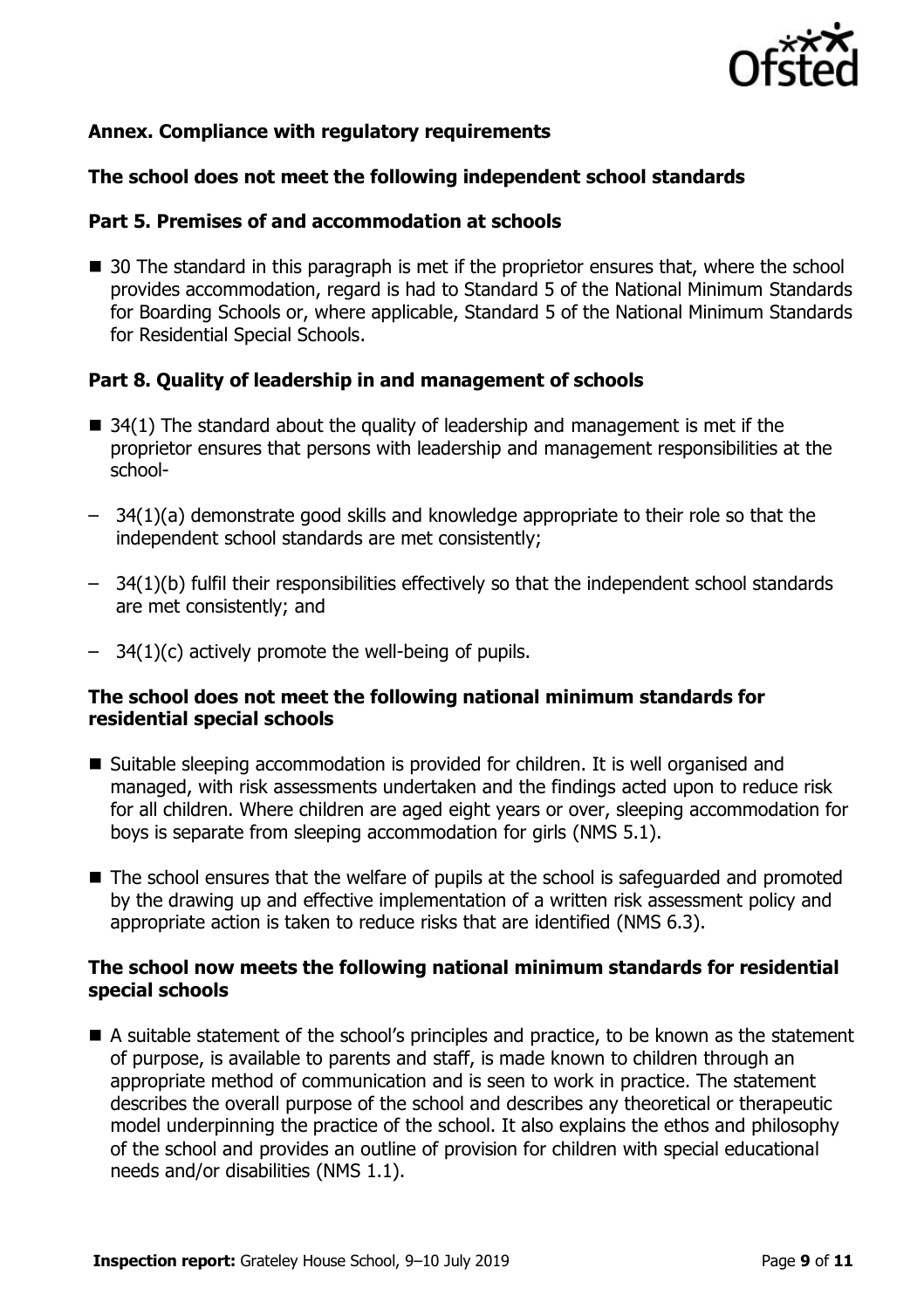### Annex. Compliance with regulatory requirements

### The school does not meet the following independent school standards

### Part 5. Premises of and accommodation at schools

- 30 The standard in this paragraph is met if the proprietor ensures that, where the school provides accommodation, regard is had to Standard 5 of the National Minimum Standards for Boarding Schools or, where applicable, Standard 5 of the National Minimum Standards for Residential Special Schools.

### Part 8. Quality of leadership in and management of schools

- 34(1) The standard about the quality of leadership and management is met if the proprietor ensures that persons with leadership and management responsibilities at the school-
  - 34(1)(a) demonstrate good skills and knowledge appropriate to their role so that the independent school standards are met consistently;
  - 34(1)(b) fulfil their responsibilities effectively so that the independent school standards are met consistently; and
  - 34(1)(c) actively promote the well-being of pupils.

### The school does not meet the following national minimum standards for residential special schools

- Suitable sleeping accommodation is provided for children. It is well organised and managed, with risk assessments undertaken and the findings acted upon to reduce risk for all children. Where children are aged eight years or over, sleeping accommodation for boys is separate from sleeping accommodation for girls (NMS 5.1).
- The school ensures that the welfare of pupils at the school is safeguarded and promoted by the drawing up and effective implementation of a written risk assessment policy and appropriate action is taken to reduce risks that are identified (NMS 6.3).

### The school now meets the following national minimum standards for residential special schools

- A suitable statement of the school's principles and practice, to be known as the statement of purpose, is available to parents and staff, is made known to children through an appropriate method of communication and is seen to work in practice. The statement describes the overall purpose of the school and describes any theoretical or therapeutic model underpinning the practice of the school. It also explains the ethos and philosophy of the school and provides an outline of provision for children with special educational needs and/or disabilities (NMS 1.1).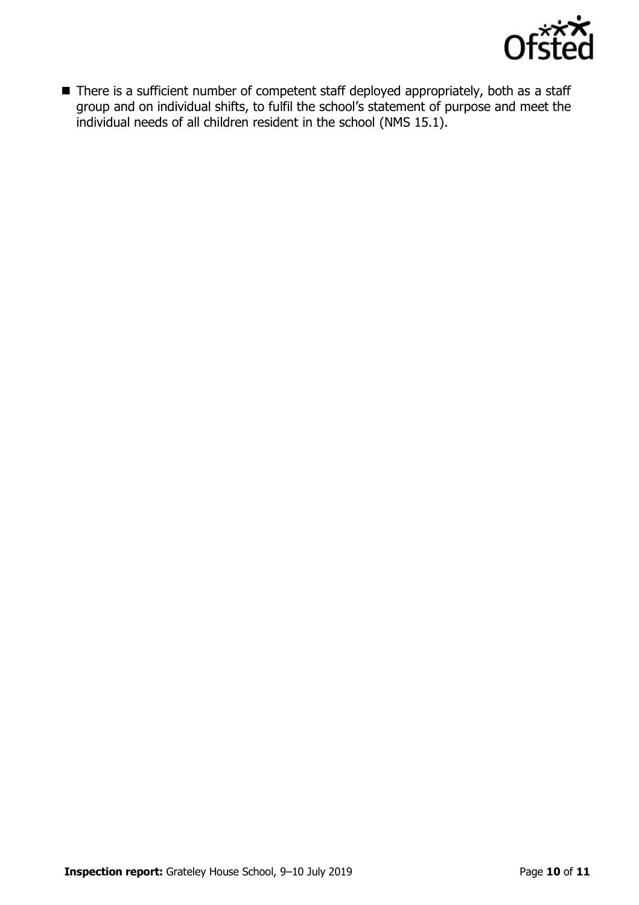- There is a sufficient number of competent staff deployed appropriately, both as a staff group and on individual shifts, to fulfil the school's statement of purpose and meet the individual needs of all children resident in the school (NMS 15.1).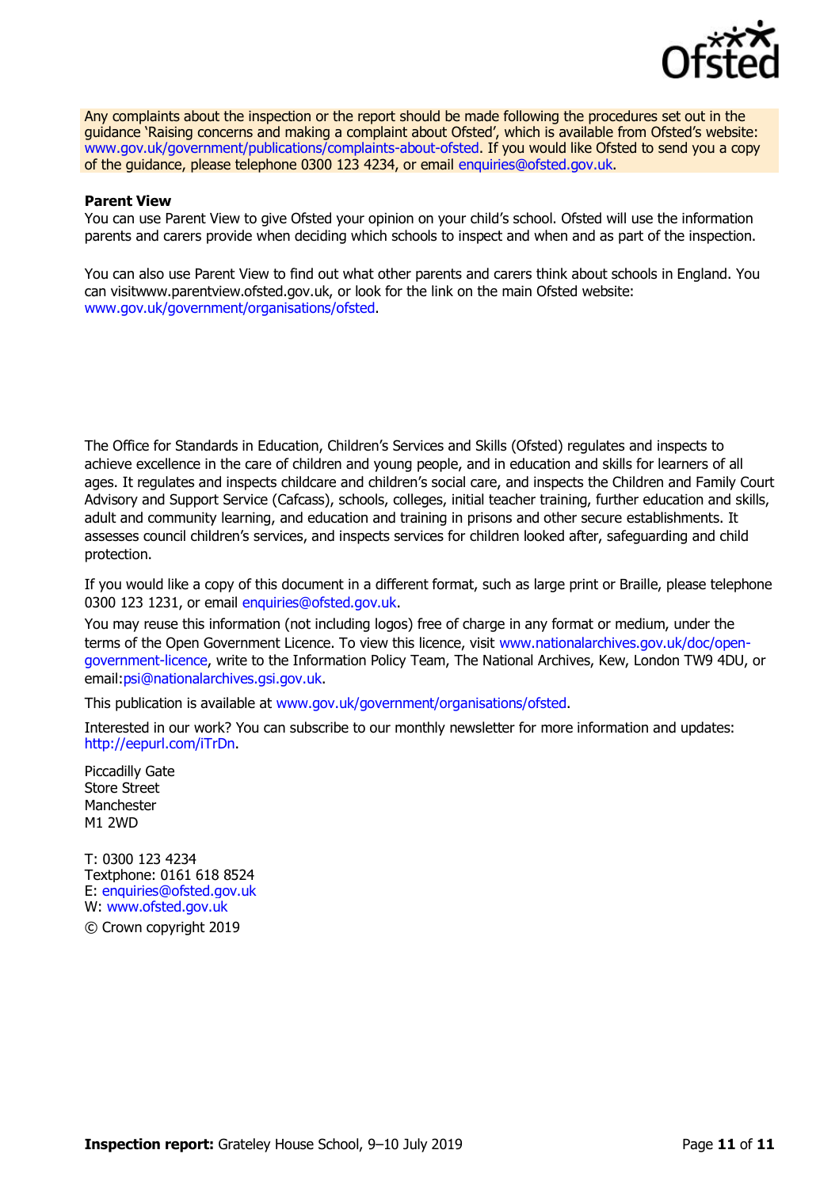Any complaints about the inspection or the report should be made following the procedures set out in the guidance 'Raising concerns and making a complaint about Ofsted', which is available from Ofsted's website: www.gov.uk/government/publications/complaints-about-ofsted. If you would like Ofsted to send you a copy of the guidance, please telephone 0300 123 4234, or email enquiries@ofsted.gov.uk.

**Parent View**

You can use Parent View to give Ofsted your opinion on your child's school. Ofsted will use the information parents and carers provide when deciding which schools to inspect and when and as part of the inspection.

You can also use Parent View to find out what other parents and carers think about schools in England. You can visitwww.parentview.ofsted.gov.uk, or look for the link on the main Ofsted website: www.gov.uk/government/organisations/ofsted.

The Office for Standards in Education, Children's Services and Skills (Ofsted) regulates and inspects to achieve excellence in the care of children and young people, and in education and skills for learners of all ages. It regulates and inspects childcare and children's social care, and inspects the Children and Family Court Advisory and Support Service (Cafcass), schools, colleges, initial teacher training, further education and skills, adult and community learning, and education and training in prisons and other secure establishments. It assesses council children's services, and inspects services for children looked after, safeguarding and child protection.

If you would like a copy of this document in a different format, such as large print or Braille, please telephone 0300 123 1231, or email enquiries@ofsted.gov.uk.

You may reuse this information (not including logos) free of charge in any format or medium, under the terms of the Open Government Licence. To view this licence, visit www.nationalarchives.gov.uk/doc/open-government-licence, write to the Information Policy Team, The National Archives, Kew, London TW9 4DU, or email:psi@nationalarchives.gsi.gov.uk.

This publication is available at www.gov.uk/government/organisations/ofsted.

Interested in our work? You can subscribe to our monthly newsletter for more information and updates: http://eepurl.com/iTrDn.

Piccadilly Gate
Store Street
Manchester
M1 2WD

T: 0300 123 4234
Textphone: 0161 618 8524
E: enquiries@ofsted.gov.uk
W: www.ofsted.gov.uk

© Crown copyright 2019